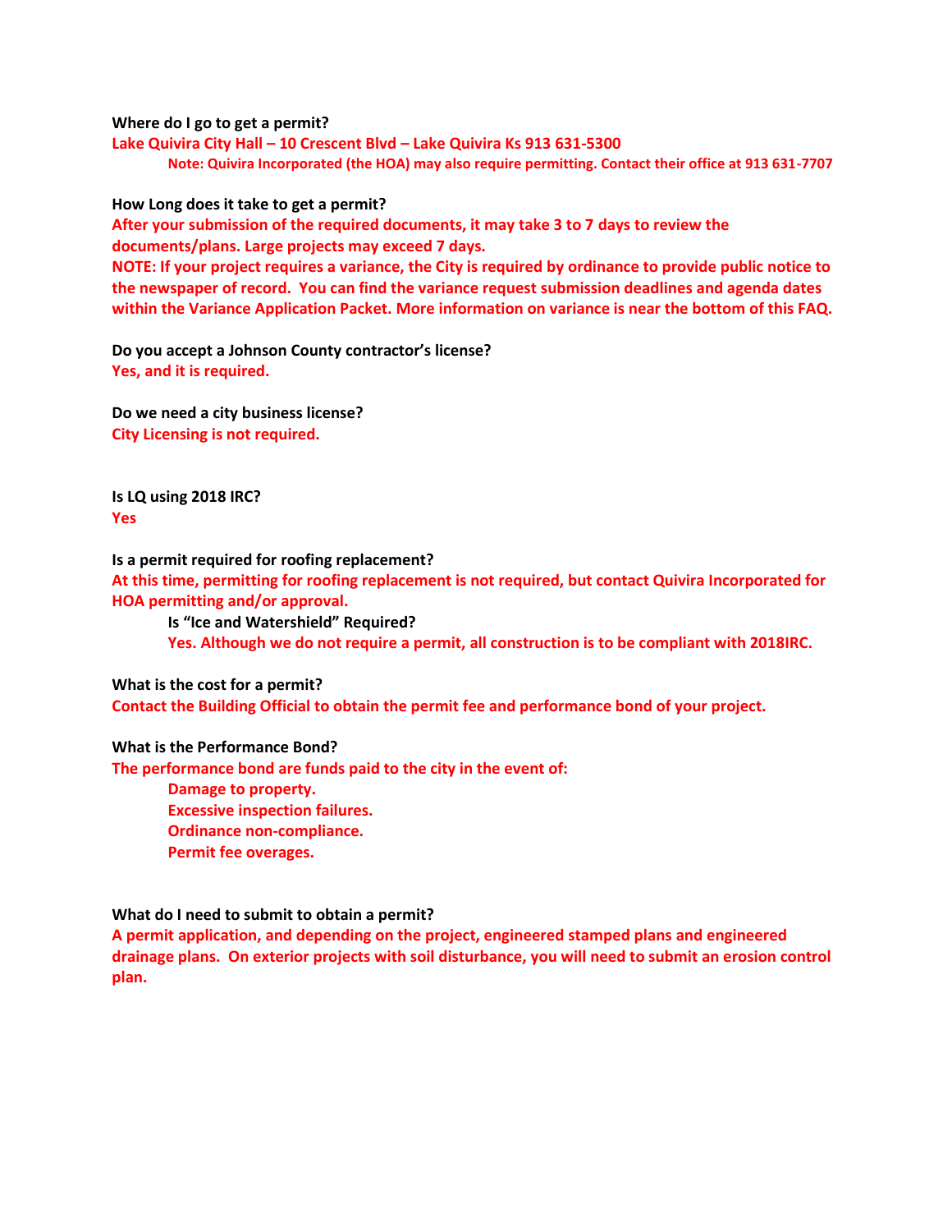**Where do I go to get a permit?**

**Lake Quivira City Hall – 10 Crescent Blvd – Lake Quivira Ks 913 631-5300**

> **Note: Quivira Incorporated (the HOA) may also require permitting. Contact their office at 913 631-7707**

**How Long does it take to get a permit?**

**After your submission of the required documents, it may take 3 to 7 days to review the documents/plans. Large projects may exceed 7 days.**

**NOTE: If your project requires a variance, the City is required by ordinance to provide public notice to the newspaper of record. You can find the variance request submission deadlines and agenda dates within the Variance Application Packet. More information on variance is near the bottom of this FAQ.**

**Do you accept a Johnson County contractor's license?**

**Yes, and it is required.**

**Do we need a city business license?**

**City Licensing is not required.**

**Is LQ using 2018 IRC?**

**Yes**

**Is a permit required for roofing replacement?**

**At this time, permitting for roofing replacement is not required, but contact Quivira Incorporated for HOA permitting and/or approval.**

> **Is "Ice and Watershield" Required?**
>
> **Yes. Although we do not require a permit, all construction is to be compliant with 2018IRC.**

**What is the cost for a permit?**

**Contact the Building Official to obtain the permit fee and performance bond of your project.**

**What is the Performance Bond?**

**The performance bond are funds paid to the city in the event of:**

- **Damage to property.**
- **Excessive inspection failures.**
- **Ordinance non-compliance.**
- **Permit fee overages.**

**What do I need to submit to obtain a permit?**

**A permit application, and depending on the project, engineered stamped plans and engineered drainage plans. On exterior projects with soil disturbance, you will need to submit an erosion control plan.**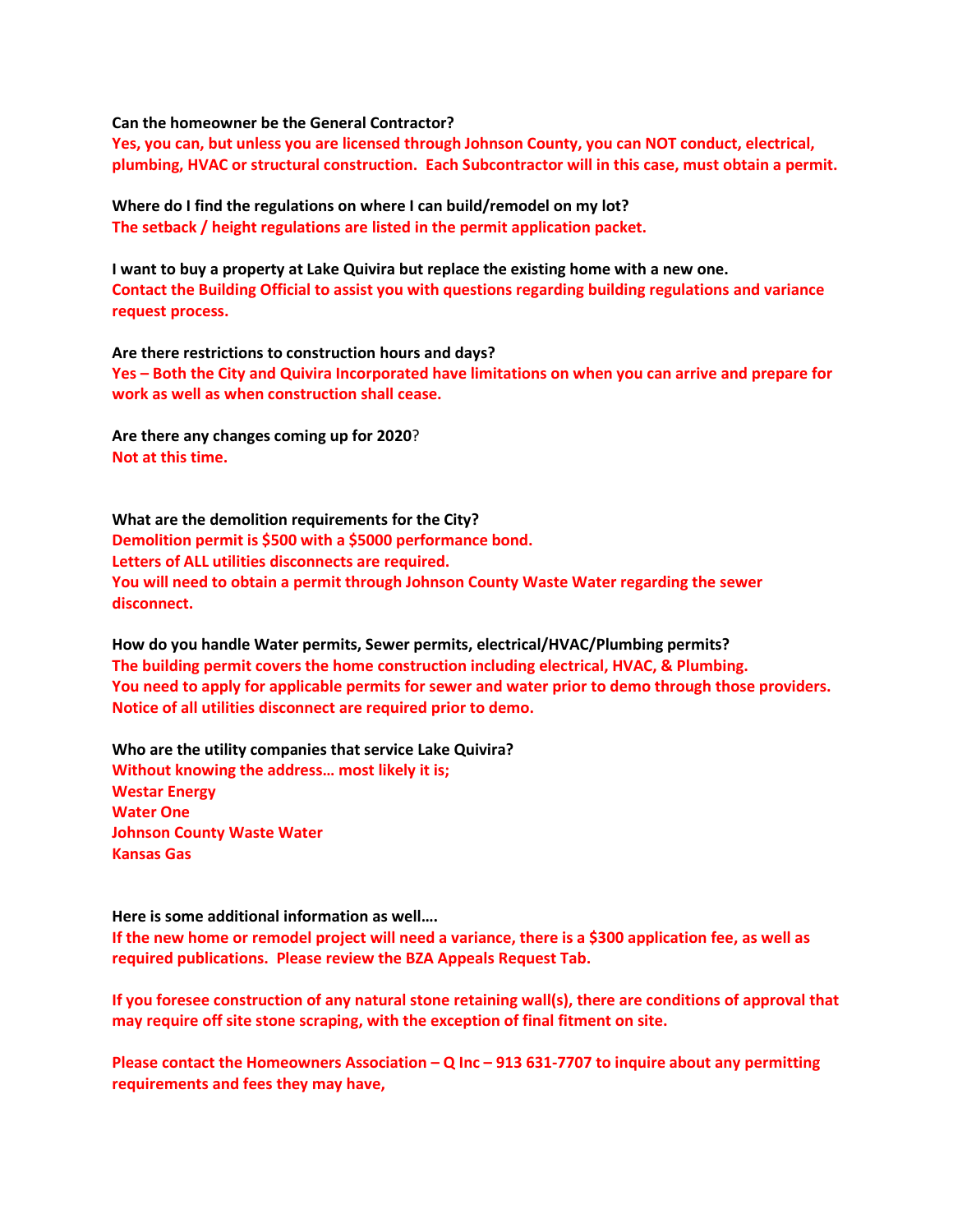**Can the homeowner be the General Contractor?**

**Yes, you can, but unless you are licensed through Johnson County, you can NOT conduct, electrical, plumbing, HVAC or structural construction. Each Subcontractor will in this case, must obtain a permit.**

**Where do I find the regulations on where I can build/remodel on my lot?**

**The setback / height regulations are listed in the permit application packet.**

**I want to buy a property at Lake Quivira but replace the existing home with a new one.**

**Contact the Building Official to assist you with questions regarding building regulations and variance request process.**

**Are there restrictions to construction hours and days?**

**Yes – Both the City and Quivira Incorporated have limitations on when you can arrive and prepare for work as well as when construction shall cease.**

**Are there any changes coming up for 2020**?

**Not at this time.**

**What are the demolition requirements for the City?**

**Demolition permit is $500 with a $5000 performance bond.**
**Letters of ALL utilities disconnects are required.**
**You will need to obtain a permit through Johnson County Waste Water regarding the sewer disconnect.**

**How do you handle Water permits, Sewer permits, electrical/HVAC/Plumbing permits?**

**The building permit covers the home construction including electrical, HVAC, & Plumbing.**
**You need to apply for applicable permits for sewer and water prior to demo through those providers.**
**Notice of all utilities disconnect are required prior to demo.**

**Who are the utility companies that service Lake Quivira?**

**Without knowing the address… most likely it is;**
**Westar Energy**
**Water One**
**Johnson County Waste Water**
**Kansas Gas**

**Here is some additional information as well….**

**If the new home or remodel project will need a variance, there is a $300 application fee, as well as required publications. Please review the BZA Appeals Request Tab.**

**If you foresee construction of any natural stone retaining wall(s), there are conditions of approval that may require off site stone scraping, with the exception of final fitment on site.**

**Please contact the Homeowners Association – Q Inc – 913 631-7707 to inquire about any permitting requirements and fees they may have,**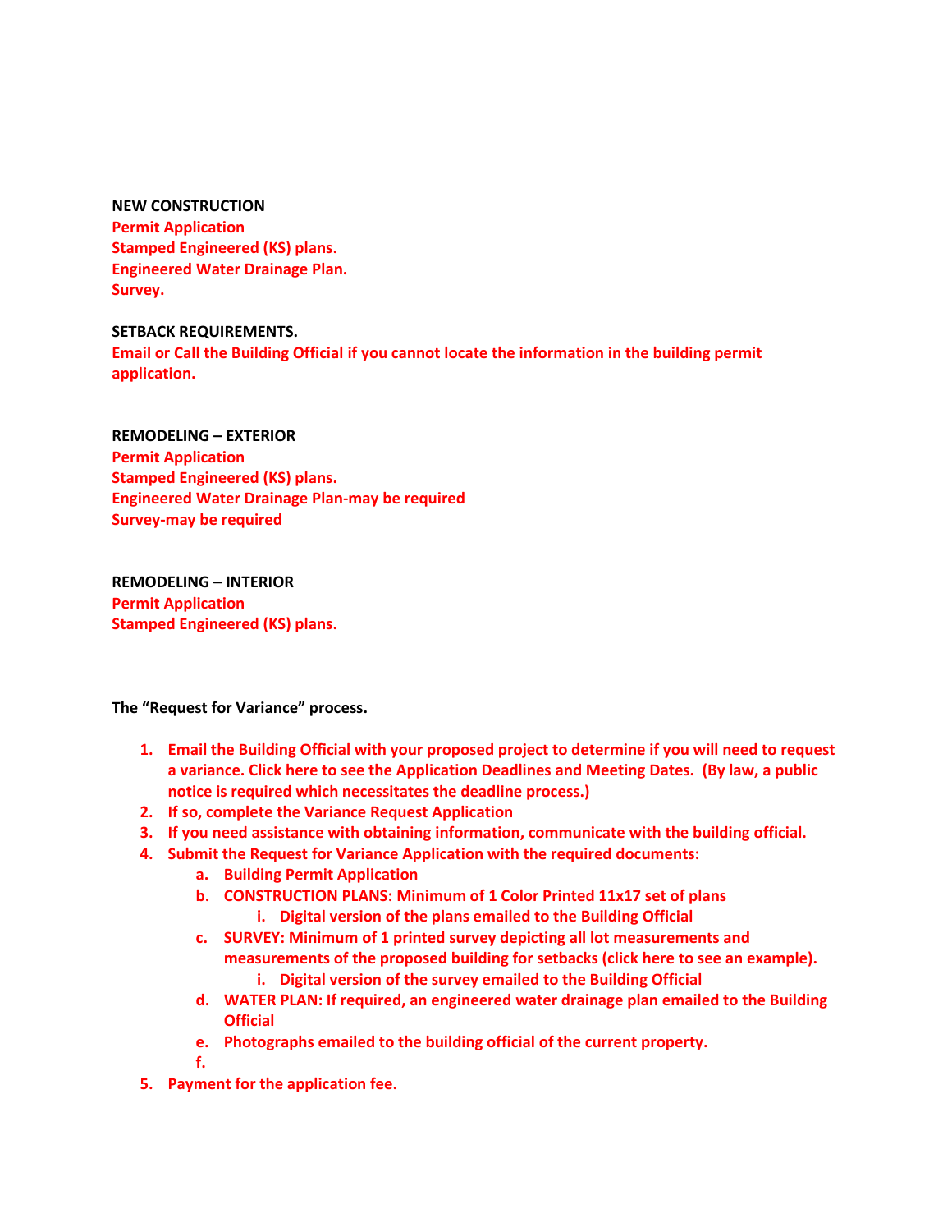**NEW CONSTRUCTION**

**Permit Application**
**Stamped Engineered (KS) plans.**
**Engineered Water Drainage Plan.**
**Survey.**

**SETBACK REQUIREMENTS.**

**Email or Call the Building Official if you cannot locate the information in the building permit application.**

**REMODELING – EXTERIOR**

**Permit Application**
**Stamped Engineered (KS) plans.**
**Engineered Water Drainage Plan-may be required**
**Survey-may be required**

**REMODELING – INTERIOR**

**Permit Application**
**Stamped Engineered (KS) plans.**

**The "Request for Variance" process.**

1. **Email the Building Official with your proposed project to determine if you will need to request a variance. Click here to see the Application Deadlines and Meeting Dates. (By law, a public notice is required which necessitates the deadline process.)**
2. **If so, complete the Variance Request Application**
3. **If you need assistance with obtaining information, communicate with the building official.**
4. **Submit the Request for Variance Application with the required documents:**
   a. **Building Permit Application**
   b. **CONSTRUCTION PLANS: Minimum of 1 Color Printed 11x17 set of plans**
      i. **Digital version of the plans emailed to the Building Official**
   c. **SURVEY: Minimum of 1 printed survey depicting all lot measurements and measurements of the proposed building for setbacks (click here to see an example).**
      i. **Digital version of the survey emailed to the Building Official**
   d. **WATER PLAN: If required, an engineered water drainage plan emailed to the Building Official**
   e. **Photographs emailed to the building official of the current property.**
   f.
5. **Payment for the application fee.**